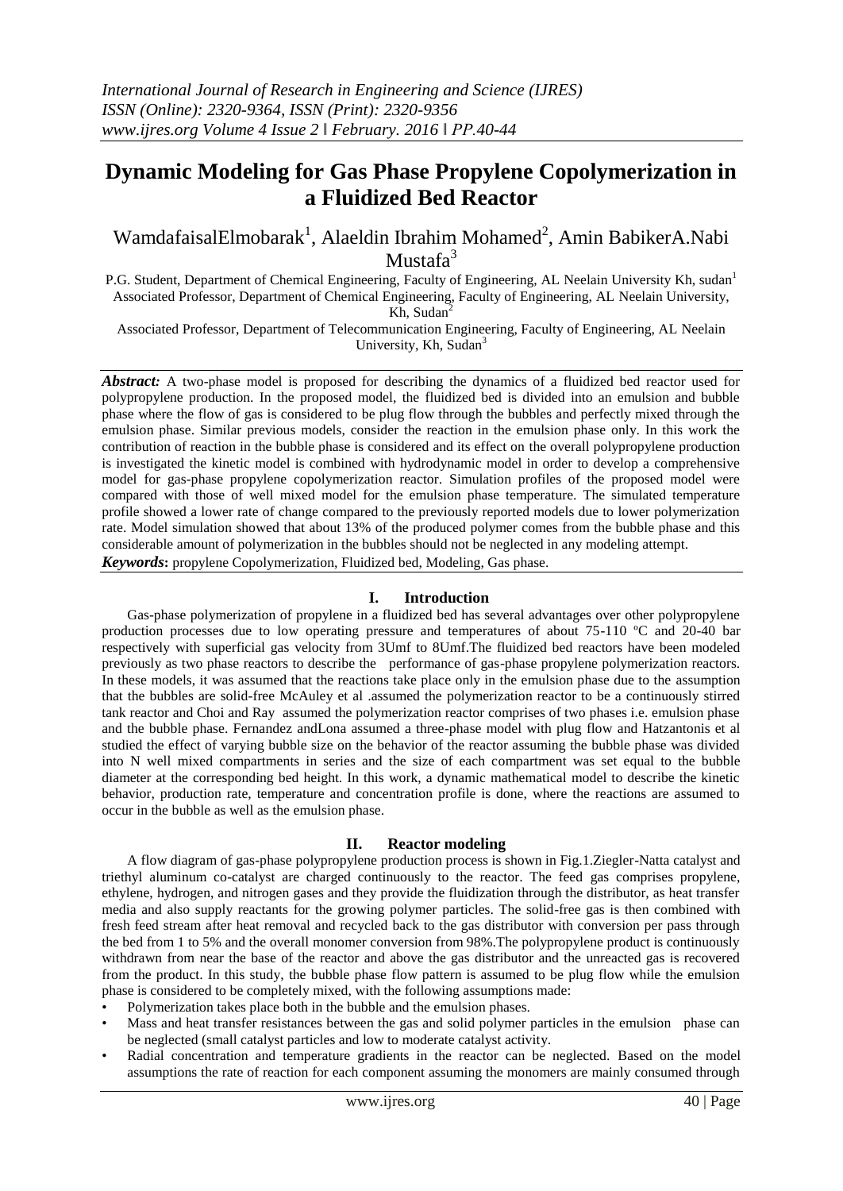# Dynamic Modeling for Gas Phase Propylene Copolymerization in a Fluidized Bed Reactor

WamdafaisalElmobarak[1], Alaeldin Ibrahim Mohamed[2], Amin BabikerA.Nabi Mustafa[3]

P.G. Student, Department of Chemical Engineering, Faculty of Engineering, AL Neelain University Kh, sudan[1]
Associated Professor, Department of Chemical Engineering, Faculty of Engineering, AL Neelain University, Kh, Sudan[2]
Associated Professor, Department of Telecommunication Engineering, Faculty of Engineering, AL Neelain University, Kh, Sudan[3]

***Abstract:*** A two-phase model is proposed for describing the dynamics of a fluidized bed reactor used for polypropylene production. In the proposed model, the fluidized bed is divided into an emulsion and bubble phase where the flow of gas is considered to be plug flow through the bubbles and perfectly mixed through the emulsion phase. Similar previous models, consider the reaction in the emulsion phase only. In this work the contribution of reaction in the bubble phase is considered and its effect on the overall polypropylene production is investigated the kinetic model is combined with hydrodynamic model in order to develop a comprehensive model for gas-phase propylene copolymerization reactor. Simulation profiles of the proposed model were compared with those of well mixed model for the emulsion phase temperature. The simulated temperature profile showed a lower rate of change compared to the previously reported models due to lower polymerization rate. Model simulation showed that about 13% of the produced polymer comes from the bubble phase and this considerable amount of polymerization in the bubbles should not be neglected in any modeling attempt.

***Keywords*:** propylene Copolymerization, Fluidized bed, Modeling, Gas phase.

## I. Introduction

Gas-phase polymerization of propylene in a fluidized bed has several advantages over other polypropylene production processes due to low operating pressure and temperatures of about 75-110 ºC and 20-40 bar respectively with superficial gas velocity from 3Umf to 8Umf.The fluidized bed reactors have been modeled previously as two phase reactors to describe the performance of gas-phase propylene polymerization reactors. In these models, it was assumed that the reactions take place only in the emulsion phase due to the assumption that the bubbles are solid-free McAuley et al .assumed the polymerization reactor to be a continuously stirred tank reactor and Choi and Ray assumed the polymerization reactor comprises of two phases i.e. emulsion phase and the bubble phase. Fernandez andLona assumed a three-phase model with plug flow and Hatzantonis et al studied the effect of varying bubble size on the behavior of the reactor assuming the bubble phase was divided into N well mixed compartments in series and the size of each compartment was set equal to the bubble diameter at the corresponding bed height. In this work, a dynamic mathematical model to describe the kinetic behavior, production rate, temperature and concentration profile is done, where the reactions are assumed to occur in the bubble as well as the emulsion phase.

## II. Reactor modeling

A flow diagram of gas-phase polypropylene production process is shown in Fig.1.Ziegler-Natta catalyst and triethyl aluminum co-catalyst are charged continuously to the reactor. The feed gas comprises propylene, ethylene, hydrogen, and nitrogen gases and they provide the fluidization through the distributor, as heat transfer media and also supply reactants for the growing polymer particles. The solid-free gas is then combined with fresh feed stream after heat removal and recycled back to the gas distributor with conversion per pass through the bed from 1 to 5% and the overall monomer conversion from 98%.The polypropylene product is continuously withdrawn from near the base of the reactor and above the gas distributor and the unreacted gas is recovered from the product. In this study, the bubble phase flow pattern is assumed to be plug flow while the emulsion phase is considered to be completely mixed, with the following assumptions made:

- Polymerization takes place both in the bubble and the emulsion phases.
- Mass and heat transfer resistances between the gas and solid polymer particles in the emulsion phase can be neglected (small catalyst particles and low to moderate catalyst activity.
- Radial concentration and temperature gradients in the reactor can be neglected. Based on the model assumptions the rate of reaction for each component assuming the monomers are mainly consumed through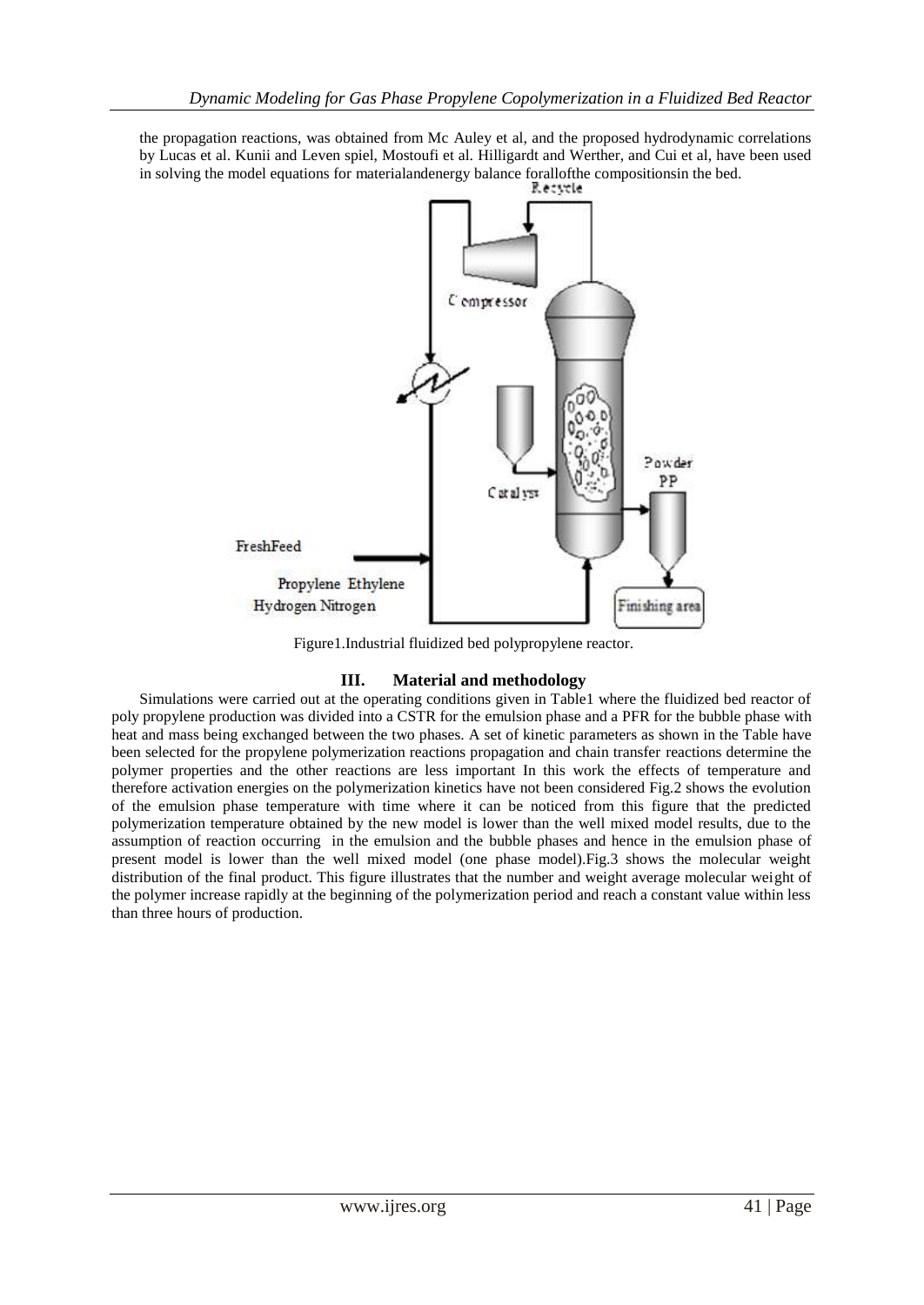the propagation reactions, was obtained from Mc Auley et al, and the proposed hydrodynamic correlations by Lucas et al. Kunii and Leven spiel, Mostoufi et al. Hilligardt and Werther, and Cui et al, have been used in solving the model equations for materialandenergy balance forallofthe compositionsin the bed.

Figure1.Industrial fluidized bed polypropylene reactor.

## III. Material and methodology

Simulations were carried out at the operating conditions given in Table1 where the fluidized bed reactor of poly propylene production was divided into a CSTR for the emulsion phase and a PFR for the bubble phase with heat and mass being exchanged between the two phases. A set of kinetic parameters as shown in the Table have been selected for the propylene polymerization reactions propagation and chain transfer reactions determine the polymer properties and the other reactions are less important In this work the effects of temperature and therefore activation energies on the polymerization kinetics have not been considered Fig.2 shows the evolution of the emulsion phase temperature with time where it can be noticed from this figure that the predicted polymerization temperature obtained by the new model is lower than the well mixed model results, due to the assumption of reaction occurring in the emulsion and the bubble phases and hence in the emulsion phase of present model is lower than the well mixed model (one phase model).Fig.3 shows the molecular weight distribution of the final product. This figure illustrates that the number and weight average molecular weight of the polymer increase rapidly at the beginning of the polymerization period and reach a constant value within less than three hours of production.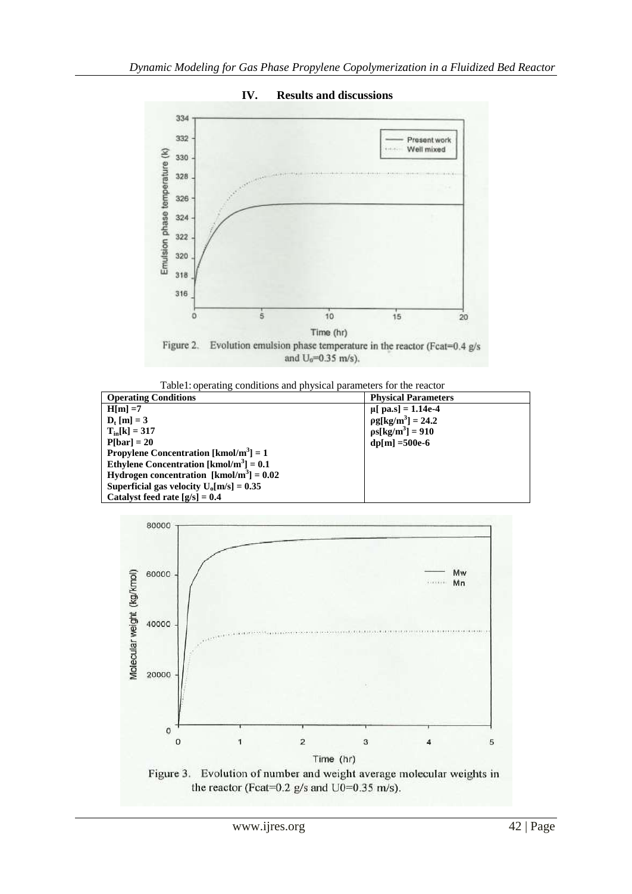## IV. Results and discussions

Figure 2. Evolution emulsion phase temperature in the reactor (Fcat=0.4 g/s and $U_0$=0.35 m/s).

Table1: operating conditions and physical parameters for the reactor

| Operating Conditions | Physical Parameters |
|---|---|
| **H[m] =7** | **μ[ pa.s] = 1.14e-4** |
| **$D_t$ [m] = 3** | **ρg[kg/m$^3$] = 24.2** |
| **$T_{in}$[k] = 317** | **ρs[kg/m$^3$] = 910** |
| **P[bar] = 20** | **dp[m] =500e-6** |
| **Propylene Concentration [kmol/m$^3$] = 1** | |
| **Ethylene Concentration [kmol/m$^3$] = 0.1** | |
| **Hydrogen concentration [kmol/m$^3$] = 0.02** | |
| **Superficial gas velocity $U_o$[m/s] = 0.35** | |
| **Catalyst feed rate [g/s] = 0.4** | |

Figure 3. Evolution of number and weight average molecular weights in the reactor (Fcat=0.2 g/s and U0=0.35 m/s).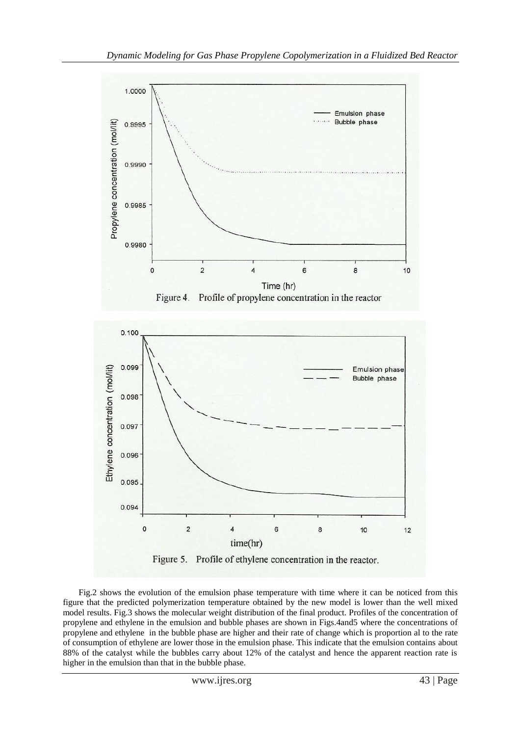Figure 4. Profile of propylene concentration in the reactor

Figure 5. Profile of ethylene concentration in the reactor.

Fig.2 shows the evolution of the emulsion phase temperature with time where it can be noticed from this figure that the predicted polymerization temperature obtained by the new model is lower than the well mixed model results. Fig.3 shows the molecular weight distribution of the final product. Profiles of the concentration of propylene and ethylene in the emulsion and bubble phases are shown in Figs.4and5 where the concentrations of propylene and ethylene in the bubble phase are higher and their rate of change which is proportion al to the rate of consumption of ethylene are lower those in the emulsion phase. This indicate that the emulsion contains about 88% of the catalyst while the bubbles carry about 12% of the catalyst and hence the apparent reaction rate is higher in the emulsion than that in the bubble phase.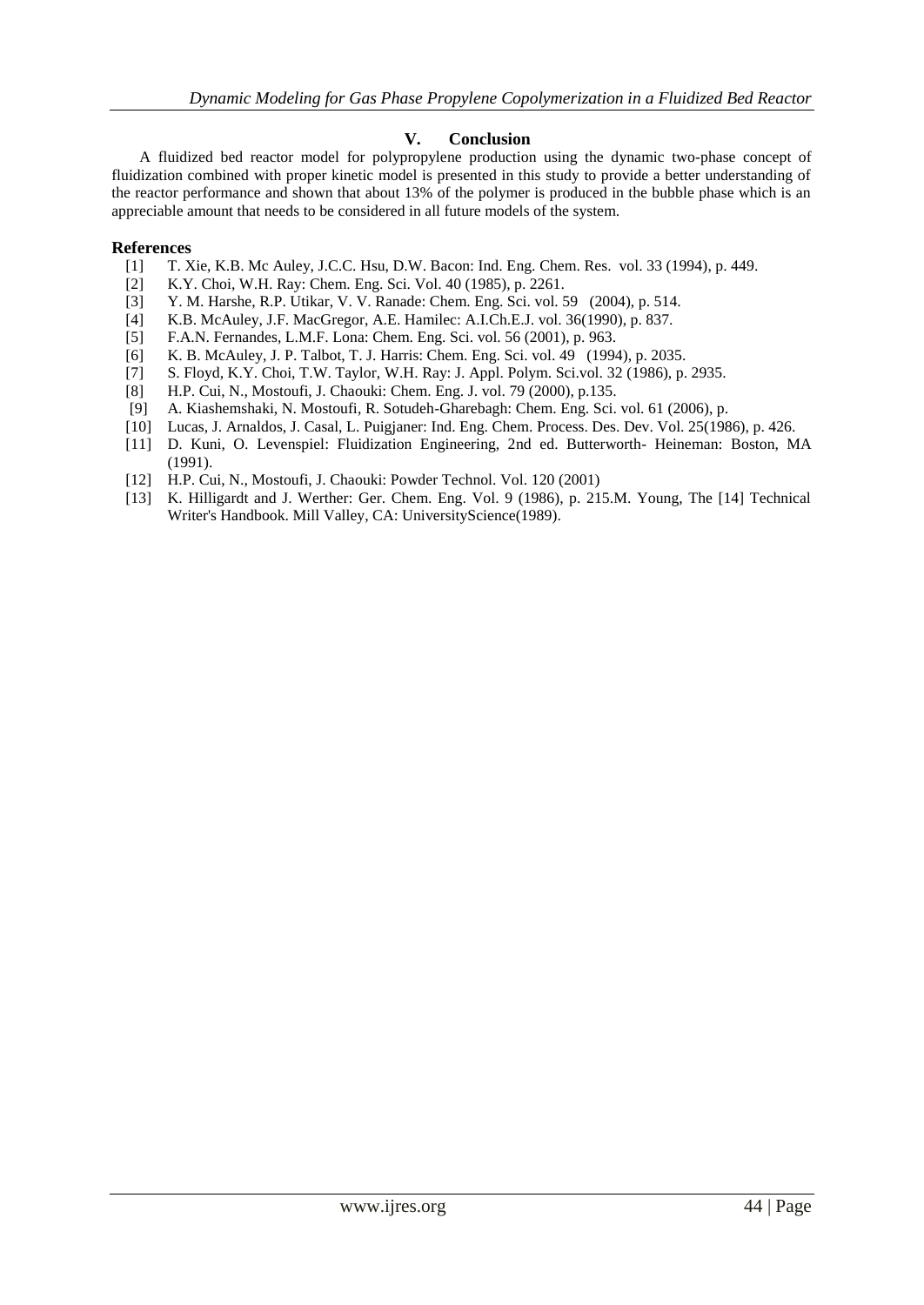## V. Conclusion

A fluidized bed reactor model for polypropylene production using the dynamic two-phase concept of fluidization combined with proper kinetic model is presented in this study to provide a better understanding of the reactor performance and shown that about 13% of the polymer is produced in the bubble phase which is an appreciable amount that needs to be considered in all future models of the system.

## References

[1] T. Xie, K.B. Mc Auley, J.C.C. Hsu, D.W. Bacon: Ind. Eng. Chem. Res. vol. 33 (1994), p. 449.

[2] K.Y. Choi, W.H. Ray: Chem. Eng. Sci. Vol. 40 (1985), p. 2261.

[3] Y. M. Harshe, R.P. Utikar, V. V. Ranade: Chem. Eng. Sci. vol. 59 (2004), p. 514.

[4] K.B. McAuley, J.F. MacGregor, A.E. Hamilec: A.I.Ch.E.J. vol. 36(1990), p. 837.

[5] F.A.N. Fernandes, L.M.F. Lona: Chem. Eng. Sci. vol. 56 (2001), p. 963.

[6] K. B. McAuley, J. P. Talbot, T. J. Harris: Chem. Eng. Sci. vol. 49 (1994), p. 2035.

[7] S. Floyd, K.Y. Choi, T.W. Taylor, W.H. Ray: J. Appl. Polym. Sci.vol. 32 (1986), p. 2935.

[8] H.P. Cui, N., Mostoufi, J. Chaouki: Chem. Eng. J. vol. 79 (2000), p.135.

[9] A. Kiashemshaki, N. Mostoufi, R. Sotudeh-Gharebagh: Chem. Eng. Sci. vol. 61 (2006), p.

[10] Lucas, J. Arnaldos, J. Casal, L. Puigjaner: Ind. Eng. Chem. Process. Des. Dev. Vol. 25(1986), p. 426.

[11] D. Kuni, O. Levenspiel: Fluidization Engineering, 2nd ed. Butterworth- Heineman: Boston, MA (1991).

[12] H.P. Cui, N., Mostoufi, J. Chaouki: Powder Technol. Vol. 120 (2001)

[13] K. Hilligardt and J. Werther: Ger. Chem. Eng. Vol. 9 (1986), p. 215.M. Young, The [14] Technical Writer's Handbook. Mill Valley, CA: UniversityScience(1989).